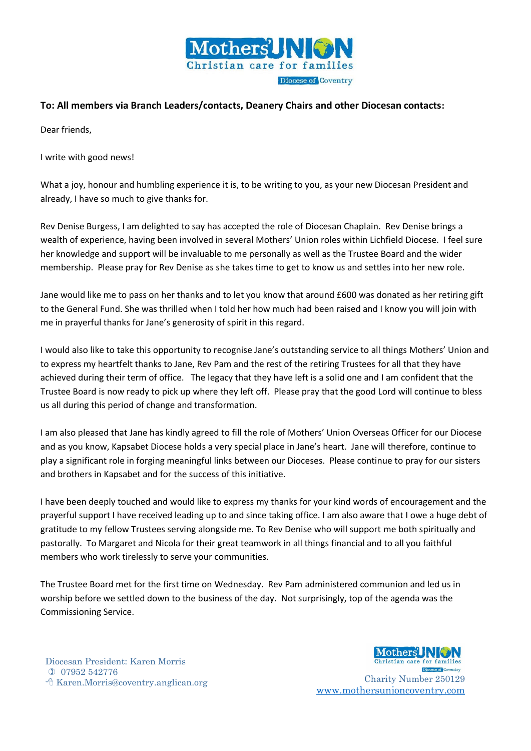**To: All members via Branch Leaders/contacts, Deanery Chairs and other Diocesan contacts:**

Dear friends,

I write with good news!

What a joy, honour and humbling experience it is, to be writing to you, as your new Diocesan President and already, I have so much to give thanks for.

Rev Denise Burgess, I am delighted to say has accepted the role of Diocesan Chaplain. Rev Denise brings a wealth of experience, having been involved in several Mothers' Union roles within Lichfield Diocese. I feel sure her knowledge and support will be invaluable to me personally as well as the Trustee Board and the wider membership. Please pray for Rev Denise as she takes time to get to know us and settles into her new role.

Jane would like me to pass on her thanks and to let you know that around £600 was donated as her retiring gift to the General Fund. She was thrilled when I told her how much had been raised and I know you will join with me in prayerful thanks for Jane's generosity of spirit in this regard.

I would also like to take this opportunity to recognise Jane's outstanding service to all things Mothers' Union and to express my heartfelt thanks to Jane, Rev Pam and the rest of the retiring Trustees for all that they have achieved during their term of office. The legacy that they have left is a solid one and I am confident that the Trustee Board is now ready to pick up where they left off. Please pray that the good Lord will continue to bless us all during this period of change and transformation.

I am also pleased that Jane has kindly agreed to fill the role of Mothers' Union Overseas Officer for our Diocese and as you know, Kapsabet Diocese holds a very special place in Jane's heart. Jane will therefore, continue to play a significant role in forging meaningful links between our Dioceses. Please continue to pray for our sisters and brothers in Kapsabet and for the success of this initiative.

I have been deeply touched and would like to express my thanks for your kind words of encouragement and the prayerful support I have received leading up to and since taking office. I am also aware that I owe a huge debt of gratitude to my fellow Trustees serving alongside me. To Rev Denise who will support me both spiritually and pastorally. To Margaret and Nicola for their great teamwork in all things financial and to all you faithful members who work tirelessly to serve your communities.

The Trustee Board met for the first time on Wednesday. Rev Pam administered communion and led us in worship before we settled down to the business of the day. Not surprisingly, top of the agenda was the Commissioning Service.

Diocesan President: Karen Morris
07952 542776
Karen.Morris@coventry.anglican.org

Charity Number 250129
www.mothersunioncoventry.com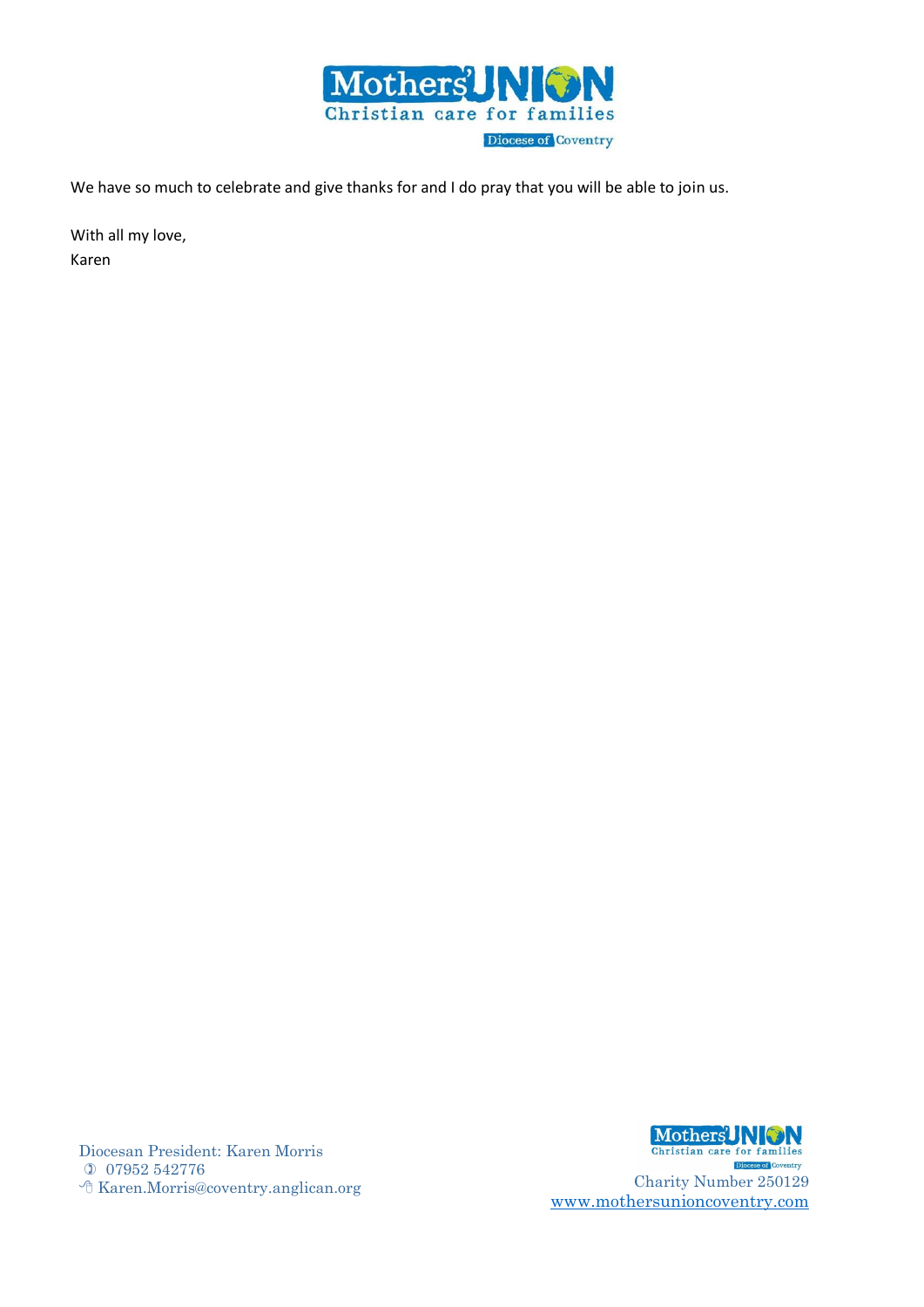We have so much to celebrate and give thanks for and I do pray that you will be able to join us.

With all my love,
Karen

Diocesan President: Karen Morris
07952 542776
Karen.Morris@coventry.anglican.org

Charity Number 250129
www.mothersunioncoventry.com